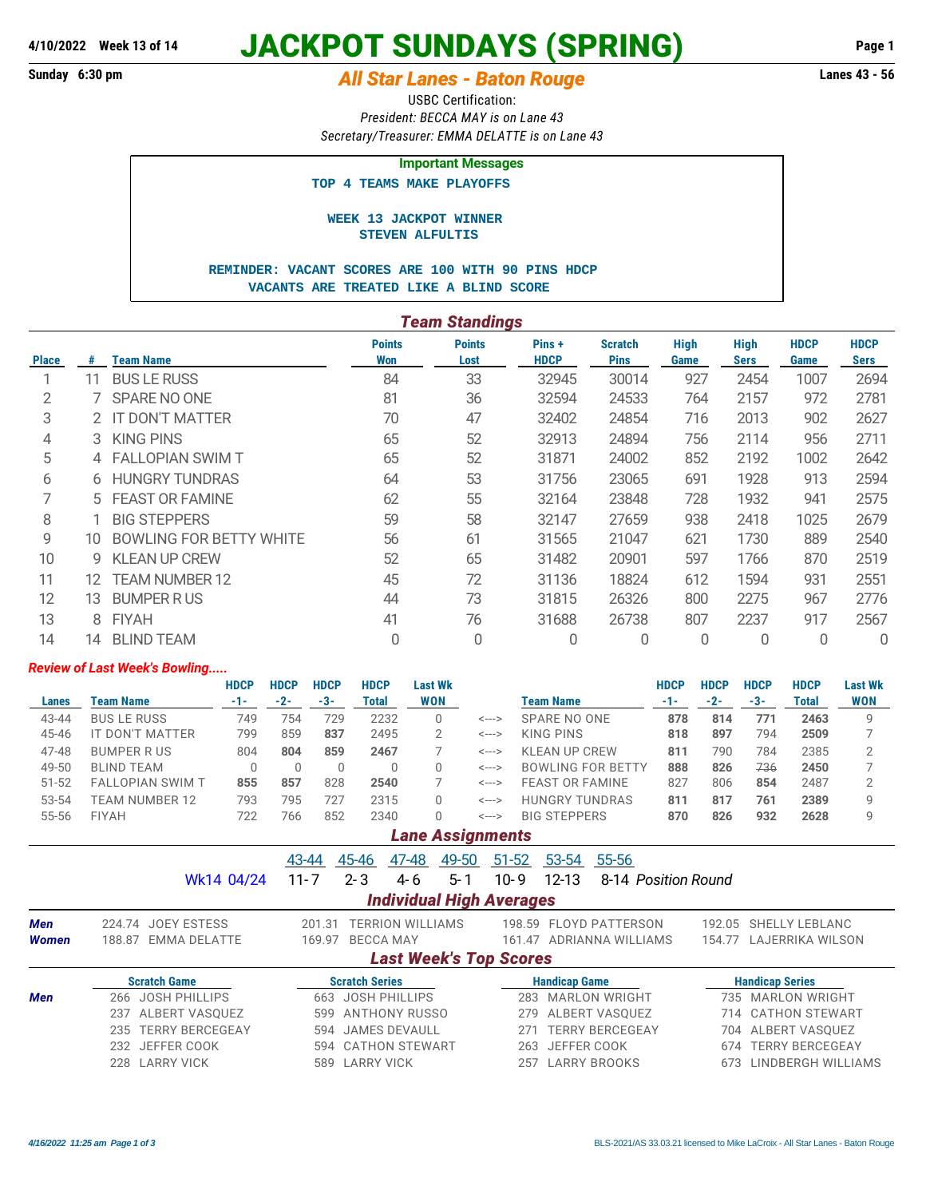4/10/2022 Week 13 of 14

# JACKPOT SUNDAYS (SPRING)

Sunday 6:30 pm

## *All Star Lanes - Baton Rouge*

Lanes 43 - 56

USBC Certification:

*President: BECCA MAY is on Lane 43*

*Secretary/Treasurer: EMMA DELATTE is on Lane 43*

**Important Messages**

TOP 4 TEAMS MAKE PLAYOFFS

WEEK 13 JACKPOT WINNER
STEVEN ALFULTIS

REMINDER: VACANT SCORES ARE 100 WITH 90 PINS HDCP
VACANTS ARE TREATED LIKE A BLIND SCORE

### *Team Standings*

| Place | # | Team Name | Points Won | Points Lost | Pins + HDCP | Scratch Pins | High Game | High Sers | HDCP Game | HDCP Sers |
|---|---|---|---|---|---|---|---|---|---|---|
| 1 | 11 | BUS LE RUSS | 84 | 33 | 32945 | 30014 | 927 | 2454 | 1007 | 2694 |
| 2 | 7 | SPARE NO ONE | 81 | 36 | 32594 | 24533 | 764 | 2157 | 972 | 2781 |
| 3 | 2 | IT DON'T MATTER | 70 | 47 | 32402 | 24854 | 716 | 2013 | 902 | 2627 |
| 4 | 3 | KING PINS | 65 | 52 | 32913 | 24894 | 756 | 2114 | 956 | 2711 |
| 5 | 4 | FALLOPIAN SWIM T | 65 | 52 | 31871 | 24002 | 852 | 2192 | 1002 | 2642 |
| 6 | 6 | HUNGRY TUNDRAS | 64 | 53 | 31756 | 23065 | 691 | 1928 | 913 | 2594 |
| 7 | 5 | FEAST OR FAMINE | 62 | 55 | 32164 | 23848 | 728 | 1932 | 941 | 2575 |
| 8 | 1 | BIG STEPPERS | 59 | 58 | 32147 | 27659 | 938 | 2418 | 1025 | 2679 |
| 9 | 10 | BOWLING FOR BETTY WHITE | 56 | 61 | 31565 | 21047 | 621 | 1730 | 889 | 2540 |
| 10 | 9 | KLEAN UP CREW | 52 | 65 | 31482 | 20901 | 597 | 1766 | 870 | 2519 |
| 11 | 12 | TEAM NUMBER 12 | 45 | 72 | 31136 | 18824 | 612 | 1594 | 931 | 2551 |
| 12 | 13 | BUMPER R US | 44 | 73 | 31815 | 26326 | 800 | 2275 | 967 | 2776 |
| 13 | 8 | FIYAH | 41 | 76 | 31688 | 26738 | 807 | 2237 | 917 | 2567 |
| 14 | 14 | BLIND TEAM | 0 | 0 | 0 | 0 | 0 | 0 | 0 | 0 |

***Review of Last Week's Bowling.....***

| Lanes | Team Name | HDCP -1- | HDCP -2- | HDCP -3- | HDCP Total | Last Wk WON | | Team Name | HDCP -1- | HDCP -2- | HDCP -3- | HDCP Total | Last Wk WON |
|---|---|---|---|---|---|---|---|---|---|---|---|---|---|
| 43-44 | BUS LE RUSS | 749 | 754 | 729 | 2232 | 0 | <---> | SPARE NO ONE | **878** | **814** | **771** | **2463** | 9 |
| 45-46 | IT DON'T MATTER | 799 | 859 | **837** | 2495 | 2 | <---> | KING PINS | **818** | **897** | 794 | **2509** | 7 |
| 47-48 | BUMPER R US | 804 | **804** | **859** | **2467** | 7 | <---> | KLEAN UP CREW | **811** | 790 | 784 | 2385 | 2 |
| 49-50 | BLIND TEAM | 0 | 0 | 0 | 0 | 0 | <---> | BOWLING FOR BETTY | **888** | **826** | 736 | **2450** | 7 |
| 51-52 | FALLOPIAN SWIM T | **855** | **857** | 828 | **2540** | 7 | <---> | FEAST OR FAMINE | 827 | 806 | **854** | 2487 | 2 |
| 53-54 | TEAM NUMBER 12 | 793 | 795 | 727 | 2315 | 0 | <---> | HUNGRY TUNDRAS | **811** | **817** | **761** | **2389** | 9 |
| 55-56 | FIYAH | 722 | 766 | 852 | 2340 | 0 | <---> | BIG STEPPERS | **870** | **826** | **932** | **2628** | 9 |

### *Lane Assignments*

| | 43-44 | 45-46 | 47-48 | 49-50 | 51-52 | 53-54 | 55-56 | |
|---|---|---|---|---|---|---|---|---|
| Wk14 04/24 | 11-7 | 2-3 | 4-6 | 5-1 | 10-9 | 12-13 | 8-14 | *Position Round* |

### *Individual High Averages*

| | | | | |
|---|---|---|---|---|
| ***Men*** | 224.74 JOEY ESTESS | 201.31 TERRION WILLIAMS | 198.59 FLOYD PATTERSON | 192.05 SHELLY LEBLANC |
| ***Women*** | 188.87 EMMA DELATTE | 169.97 BECCA MAY | 161.47 ADRIANNA WILLIAMS | 154.77 LAJERRIKA WILSON |

### *Last Week's Top Scores*

| | Scratch Game | Scratch Series | Handicap Game | Handicap Series |
|---|---|---|---|---|
| ***Men*** | 266 JOSH PHILLIPS | 663 JOSH PHILLIPS | 283 MARLON WRIGHT | 735 MARLON WRIGHT |
| | 237 ALBERT VASQUEZ | 599 ANTHONY RUSSO | 279 ALBERT VASQUEZ | 714 CATHON STEWART |
| | 235 TERRY BERCEGEAY | 594 JAMES DEVAULL | 271 TERRY BERCEGEAY | 704 ALBERT VASQUEZ |
| | 232 JEFFER COOK | 594 CATHON STEWART | 263 JEFFER COOK | 674 TERRY BERCEGEAY |
| | 228 LARRY VICK | 589 LARRY VICK | 257 LARRY BROOKS | 673 LINDBERGH WILLIAMS |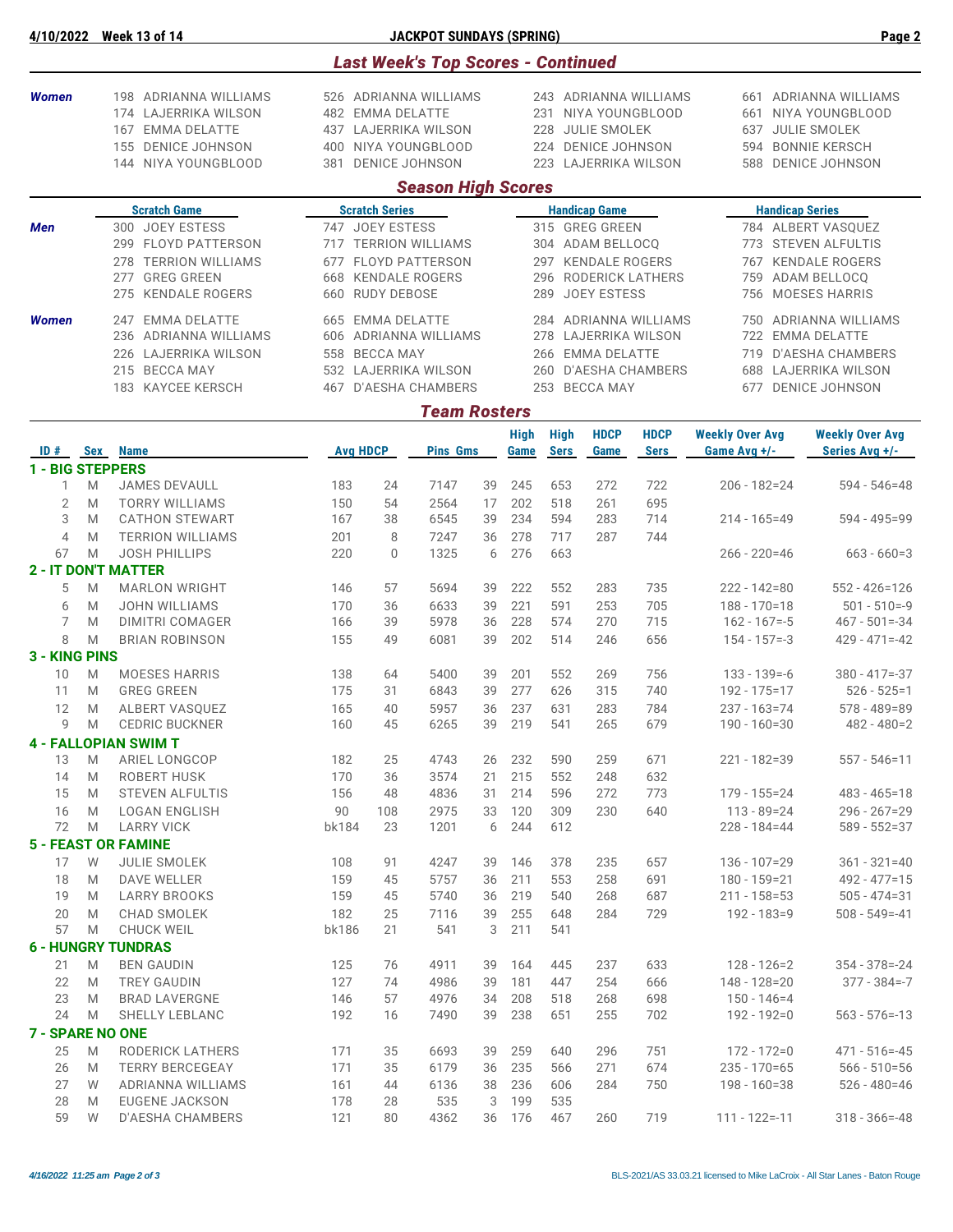## Last Week's Top Scores - Continued

| | Scratch Game | Scratch Series | Handicap Game | Handicap Series |
|---|---|---|---|---|
| **Women** | 198 ADRIANNA WILLIAMS | 526 ADRIANNA WILLIAMS | 243 ADRIANNA WILLIAMS | 661 ADRIANNA WILLIAMS |
| | 174 LAJERRIKA WILSON | 482 EMMA DELATTE | 231 NIYA YOUNGBLOOD | 661 NIYA YOUNGBLOOD |
| | 167 EMMA DELATTE | 437 LAJERRIKA WILSON | 228 JULIE SMOLEK | 637 JULIE SMOLEK |
| | 155 DENICE JOHNSON | 400 NIYA YOUNGBLOOD | 224 DENICE JOHNSON | 594 BONNIE KERSCH |
| | 144 NIYA YOUNGBLOOD | 381 DENICE JOHNSON | 223 LAJERRIKA WILSON | 588 DENICE JOHNSON |

## Season High Scores

| | Scratch Game | Scratch Series | Handicap Game | Handicap Series |
|---|---|---|---|---|
| **Men** | 300 JOEY ESTESS | 747 JOEY ESTESS | 315 GREG GREEN | 784 ALBERT VASQUEZ |
| | 299 FLOYD PATTERSON | 717 TERRION WILLIAMS | 304 ADAM BELLOCQ | 773 STEVEN ALFULTIS |
| | 278 TERRION WILLIAMS | 677 FLOYD PATTERSON | 297 KENDALE ROGERS | 767 KENDALE ROGERS |
| | 277 GREG GREEN | 668 KENDALE ROGERS | 296 RODERICK LATHERS | 759 ADAM BELLOCQ |
| | 275 KENDALE ROGERS | 660 RUDY DEBOSE | 289 JOEY ESTESS | 756 MOESES HARRIS |
| **Women** | 247 EMMA DELATTE | 665 EMMA DELATTE | 284 ADRIANNA WILLIAMS | 750 ADRIANNA WILLIAMS |
| | 236 ADRIANNA WILLIAMS | 606 ADRIANNA WILLIAMS | 278 LAJERRIKA WILSON | 722 EMMA DELATTE |
| | 226 LAJERRIKA WILSON | 558 BECCA MAY | 266 EMMA DELATTE | 719 D'AESHA CHAMBERS |
| | 215 BECCA MAY | 532 LAJERRIKA WILSON | 260 D'AESHA CHAMBERS | 688 LAJERRIKA WILSON |
| | 183 KAYCEE KERSCH | 467 D'AESHA CHAMBERS | 253 BECCA MAY | 677 DENICE JOHNSON |

## Team Rosters

| ID # | Sex | Name | Avg | HDCP | Pins | Gms | High Game | High Sers | HDCP Game | HDCP Sers | Weekly Over Avg Game Avg +/- | Weekly Over Avg Series Avg +/- |
|---|---|---|---|---|---|---|---|---|---|---|---|---|
| **1 - BIG STEPPERS** | | | | | | | | | | | | |
| 1 | M | JAMES DEVAULL | 183 | 24 | 7147 | 39 | 245 | 653 | 272 | 722 | 206 - 182=24 | 594 - 546=48 |
| 2 | M | TORRY WILLIAMS | 150 | 54 | 2564 | 17 | 202 | 518 | 261 | 695 | | |
| 3 | M | CATHON STEWART | 167 | 38 | 6545 | 39 | 234 | 594 | 283 | 714 | 214 - 165=49 | 594 - 495=99 |
| 4 | M | TERRION WILLIAMS | 201 | 8 | 7247 | 36 | 278 | 717 | 287 | 744 | | |
| 67 | M | JOSH PHILLIPS | 220 | 0 | 1325 | 6 | 276 | 663 | | | 266 - 220=46 | 663 - 660=3 |
| **2 - IT DON'T MATTER** | | | | | | | | | | | | |
| 5 | M | MARLON WRIGHT | 146 | 57 | 5694 | 39 | 222 | 552 | 283 | 735 | 222 - 142=80 | 552 - 426=126 |
| 6 | M | JOHN WILLIAMS | 170 | 36 | 6633 | 39 | 221 | 591 | 253 | 705 | 188 - 170=18 | 501 - 510=-9 |
| 7 | M | DIMITRI COMAGER | 166 | 39 | 5978 | 36 | 228 | 574 | 270 | 715 | 162 - 167=-5 | 467 - 501=-34 |
| 8 | M | BRIAN ROBINSON | 155 | 49 | 6081 | 39 | 202 | 514 | 246 | 656 | 154 - 157=-3 | 429 - 471=-42 |
| **3 - KING PINS** | | | | | | | | | | | | |
| 10 | M | MOESES HARRIS | 138 | 64 | 5400 | 39 | 201 | 552 | 269 | 756 | 133 - 139=-6 | 380 - 417=-37 |
| 11 | M | GREG GREEN | 175 | 31 | 6843 | 39 | 277 | 626 | 315 | 740 | 192 - 175=17 | 526 - 525=1 |
| 12 | M | ALBERT VASQUEZ | 165 | 40 | 5957 | 36 | 237 | 631 | 283 | 784 | 237 - 163=74 | 578 - 489=89 |
| 9 | M | CEDRIC BUCKNER | 160 | 45 | 6265 | 39 | 219 | 541 | 265 | 679 | 190 - 160=30 | 482 - 480=2 |
| **4 - FALLOPIAN SWIM T** | | | | | | | | | | | | |
| 13 | M | ARIEL LONGCOP | 182 | 25 | 4743 | 26 | 232 | 590 | 259 | 671 | 221 - 182=39 | 557 - 546=11 |
| 14 | M | ROBERT HUSK | 170 | 36 | 3574 | 21 | 215 | 552 | 248 | 632 | | |
| 15 | M | STEVEN ALFULTIS | 156 | 48 | 4836 | 31 | 214 | 596 | 272 | 773 | 179 - 155=24 | 483 - 465=18 |
| 16 | M | LOGAN ENGLISH | 90 | 108 | 2975 | 33 | 120 | 309 | 230 | 640 | 113 - 89=24 | 296 - 267=29 |
| 72 | M | LARRY VICK | bk184 | 23 | 1201 | 6 | 244 | 612 | | | 228 - 184=44 | 589 - 552=37 |
| **5 - FEAST OR FAMINE** | | | | | | | | | | | | |
| 17 | W | JULIE SMOLEK | 108 | 91 | 4247 | 39 | 146 | 378 | 235 | 657 | 136 - 107=29 | 361 - 321=40 |
| 18 | M | DAVE WELLER | 159 | 45 | 5757 | 36 | 211 | 553 | 258 | 691 | 180 - 159=21 | 492 - 477=15 |
| 19 | M | LARRY BROOKS | 159 | 45 | 5740 | 36 | 219 | 540 | 268 | 687 | 211 - 158=53 | 505 - 474=31 |
| 20 | M | CHAD SMOLEK | 182 | 25 | 7116 | 39 | 255 | 648 | 284 | 729 | 192 - 183=9 | 508 - 549=-41 |
| 57 | M | CHUCK WEIL | bk186 | 21 | 541 | 3 | 211 | 541 | | | | |
| **6 - HUNGRY TUNDRAS** | | | | | | | | | | | | |
| 21 | M | BEN GAUDIN | 125 | 76 | 4911 | 39 | 164 | 445 | 237 | 633 | 128 - 126=2 | 354 - 378=-24 |
| 22 | M | TREY GAUDIN | 127 | 74 | 4986 | 39 | 181 | 447 | 254 | 666 | 148 - 128=20 | 377 - 384=-7 |
| 23 | M | BRAD LAVERGNE | 146 | 57 | 4976 | 34 | 208 | 518 | 268 | 698 | 150 - 146=4 | |
| 24 | M | SHELLY LEBLANC | 192 | 16 | 7490 | 39 | 238 | 651 | 255 | 702 | 192 - 192=0 | 563 - 576=-13 |
| **7 - SPARE NO ONE** | | | | | | | | | | | | |
| 25 | M | RODERICK LATHERS | 171 | 35 | 6693 | 39 | 259 | 640 | 296 | 751 | 172 - 172=0 | 471 - 516=-45 |
| 26 | M | TERRY BERCEGEAY | 171 | 35 | 6179 | 36 | 235 | 566 | 271 | 674 | 235 - 170=65 | 566 - 510=56 |
| 27 | W | ADRIANNA WILLIAMS | 161 | 44 | 6136 | 38 | 236 | 606 | 284 | 750 | 198 - 160=38 | 526 - 480=46 |
| 28 | M | EUGENE JACKSON | 178 | 28 | 535 | 3 | 199 | 535 | | | | |
| 59 | W | D'AESHA CHAMBERS | 121 | 80 | 4362 | 36 | 176 | 467 | 260 | 719 | 111 - 122=-11 | 318 - 366=-48 |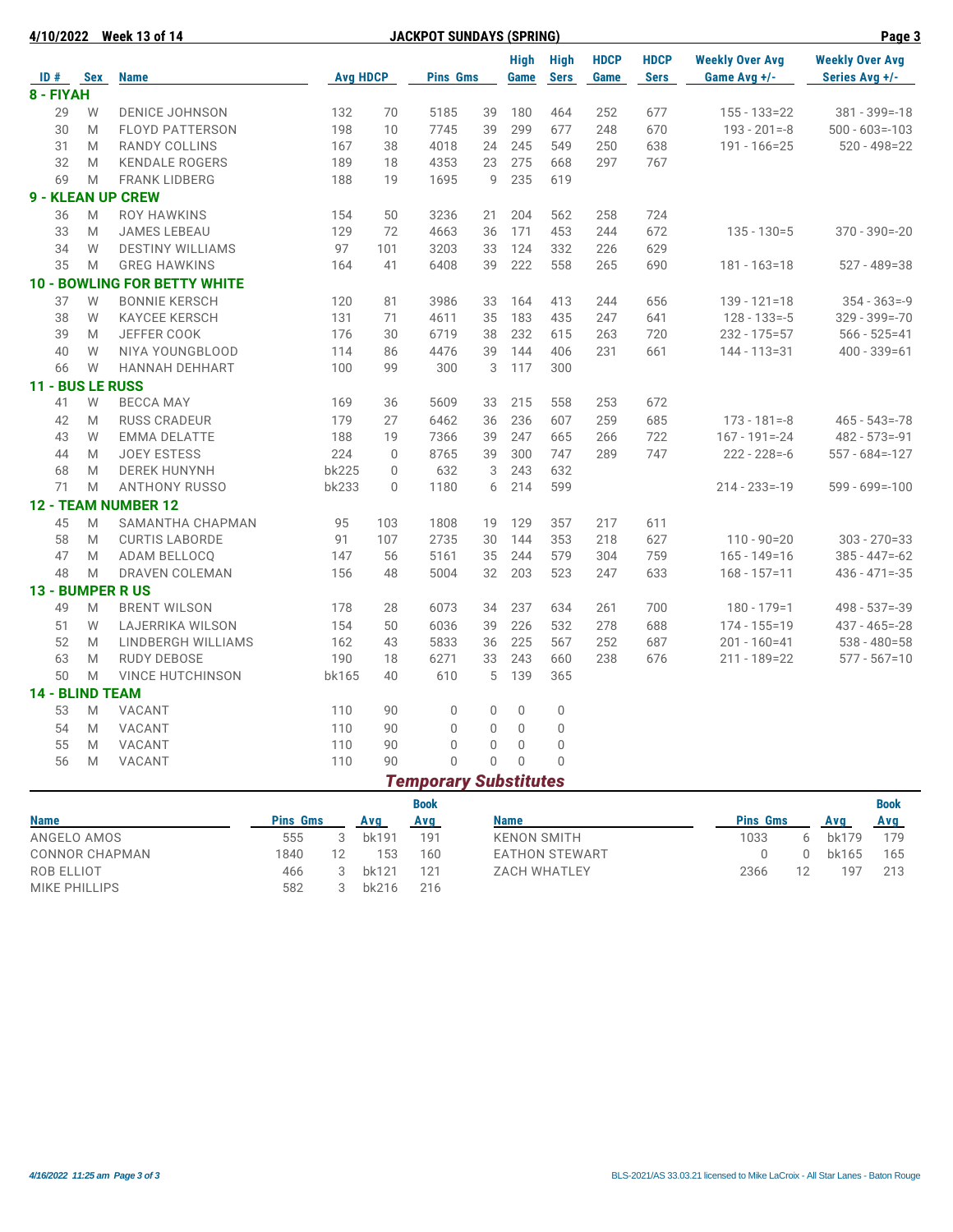4/10/2022 Week 13 of 14 — JACKPOT SUNDAYS (SPRING)

| ID # | Sex | Name | Avg | HDCP | Pins | Gms | High Game | High Sers | HDCP Game | HDCP Sers | Weekly Over Avg Game Avg +/- | Weekly Over Avg Series Avg +/- |
|---|---|---|---|---|---|---|---|---|---|---|---|---|
| **8 - FIYAH** | | | | | | | | | | | | |
| 29 | W | DENICE JOHNSON | 132 | 70 | 5185 | 39 | 180 | 464 | 252 | 677 | 155 - 133=22 | 381 - 399=-18 |
| 30 | M | FLOYD PATTERSON | 198 | 10 | 7745 | 39 | 299 | 677 | 248 | 670 | 193 - 201=-8 | 500 - 603=-103 |
| 31 | M | RANDY COLLINS | 167 | 38 | 4018 | 24 | 245 | 549 | 250 | 638 | 191 - 166=25 | 520 - 498=22 |
| 32 | M | KENDALE ROGERS | 189 | 18 | 4353 | 23 | 275 | 668 | 297 | 767 | | |
| 69 | M | FRANK LIDBERG | 188 | 19 | 1695 | 9 | 235 | 619 | | | | |
| **9 - KLEAN UP CREW** | | | | | | | | | | | | |
| 36 | M | ROY HAWKINS | 154 | 50 | 3236 | 21 | 204 | 562 | 258 | 724 | | |
| 33 | M | JAMES LEBEAU | 129 | 72 | 4663 | 36 | 171 | 453 | 244 | 672 | 135 - 130=5 | 370 - 390=-20 |
| 34 | W | DESTINY WILLIAMS | 97 | 101 | 3203 | 33 | 124 | 332 | 226 | 629 | | |
| 35 | M | GREG HAWKINS | 164 | 41 | 6408 | 39 | 222 | 558 | 265 | 690 | 181 - 163=18 | 527 - 489=38 |
| **10 - BOWLING FOR BETTY WHITE** | | | | | | | | | | | | |
| 37 | W | BONNIE KERSCH | 120 | 81 | 3986 | 33 | 164 | 413 | 244 | 656 | 139 - 121=18 | 354 - 363=-9 |
| 38 | W | KAYCEE KERSCH | 131 | 71 | 4611 | 35 | 183 | 435 | 247 | 641 | 128 - 133=-5 | 329 - 399=-70 |
| 39 | M | JEFFER COOK | 176 | 30 | 6719 | 38 | 232 | 615 | 263 | 720 | 232 - 175=57 | 566 - 525=41 |
| 40 | W | NIYA YOUNGBLOOD | 114 | 86 | 4476 | 39 | 144 | 406 | 231 | 661 | 144 - 113=31 | 400 - 339=61 |
| 66 | W | HANNAH DEHHART | 100 | 99 | 300 | 3 | 117 | 300 | | | | |
| **11 - BUS LE RUSS** | | | | | | | | | | | | |
| 41 | W | BECCA MAY | 169 | 36 | 5609 | 33 | 215 | 558 | 253 | 672 | | |
| 42 | M | RUSS CRADEUR | 179 | 27 | 6462 | 36 | 236 | 607 | 259 | 685 | 173 - 181=-8 | 465 - 543=-78 |
| 43 | W | EMMA DELATTE | 188 | 19 | 7366 | 39 | 247 | 665 | 266 | 722 | 167 - 191=-24 | 482 - 573=-91 |
| 44 | M | JOEY ESTESS | 224 | 0 | 8765 | 39 | 300 | 747 | 289 | 747 | 222 - 228=-6 | 557 - 684=-127 |
| 68 | M | DEREK HUNYNH | bk225 | 0 | 632 | 3 | 243 | 632 | | | | |
| 71 | M | ANTHONY RUSSO | bk233 | 0 | 1180 | 6 | 214 | 599 | | | 214 - 233=-19 | 599 - 699=-100 |
| **12 - TEAM NUMBER 12** | | | | | | | | | | | | |
| 45 | M | SAMANTHA CHAPMAN | 95 | 103 | 1808 | 19 | 129 | 357 | 217 | 611 | | |
| 58 | M | CURTIS LABORDE | 91 | 107 | 2735 | 30 | 144 | 353 | 218 | 627 | 110 - 90=20 | 303 - 270=33 |
| 47 | M | ADAM BELLOCQ | 147 | 56 | 5161 | 35 | 244 | 579 | 304 | 759 | 165 - 149=16 | 385 - 447=-62 |
| 48 | M | DRAVEN COLEMAN | 156 | 48 | 5004 | 32 | 203 | 523 | 247 | 633 | 168 - 157=11 | 436 - 471=-35 |
| **13 - BUMPER R US** | | | | | | | | | | | | |
| 49 | M | BRENT WILSON | 178 | 28 | 6073 | 34 | 237 | 634 | 261 | 700 | 180 - 179=1 | 498 - 537=-39 |
| 51 | W | LAJERRIKA WILSON | 154 | 50 | 6036 | 39 | 226 | 532 | 278 | 688 | 174 - 155=19 | 437 - 465=-28 |
| 52 | M | LINDBERGH WILLIAMS | 162 | 43 | 5833 | 36 | 225 | 567 | 252 | 687 | 201 - 160=41 | 538 - 480=58 |
| 63 | M | RUDY DEBOSE | 190 | 18 | 6271 | 33 | 243 | 660 | 238 | 676 | 211 - 189=22 | 577 - 567=10 |
| 50 | M | VINCE HUTCHINSON | bk165 | 40 | 610 | 5 | 139 | 365 | | | | |
| **14 - BLIND TEAM** | | | | | | | | | | | | |
| 53 | M | VACANT | 110 | 90 | 0 | 0 | 0 | 0 | | | | |
| 54 | M | VACANT | 110 | 90 | 0 | 0 | 0 | 0 | | | | |
| 55 | M | VACANT | 110 | 90 | 0 | 0 | 0 | 0 | | | | |
| 56 | M | VACANT | 110 | 90 | 0 | 0 | 0 | 0 | | | | |

## *Temporary Substitutes*

| Name | Pins | Gms | Avg | Book Avg | Name | Pins | Gms | Avg | Book Avg |
|---|---|---|---|---|---|---|---|---|---|
| ANGELO AMOS | 555 | 3 | bk191 | 191 | KENON SMITH | 1033 | 6 | bk179 | 179 |
| CONNOR CHAPMAN | 1840 | 12 | 153 | 160 | EATHON STEWART | 0 | 0 | bk165 | 165 |
| ROB ELLIOT | 466 | 3 | bk121 | 121 | ZACH WHATLEY | 2366 | 12 | 197 | 213 |
| MIKE PHILLIPS | 582 | 3 | bk216 | 216 | | | | | |